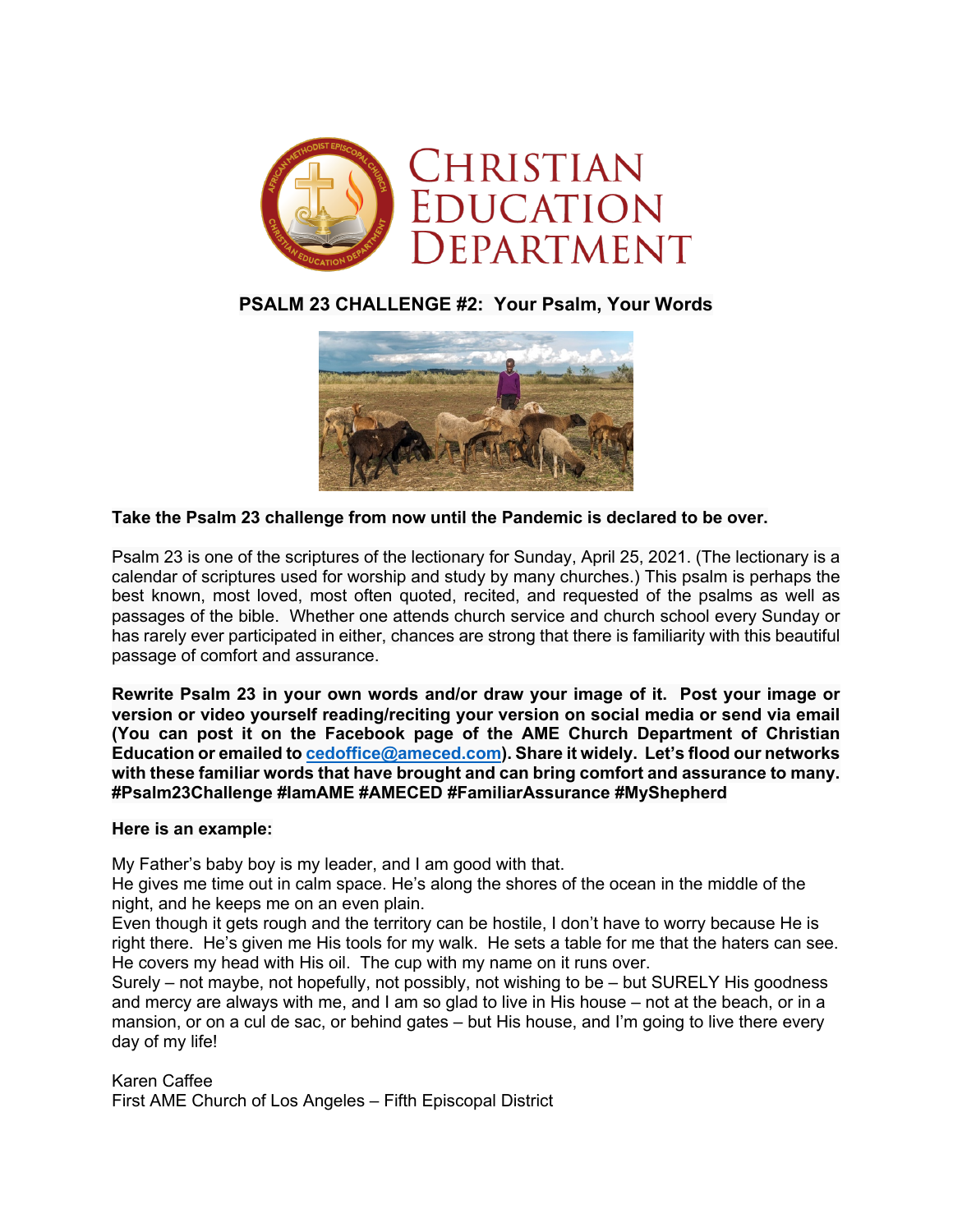# CHRISTIAN EDUCATION DEPARTMENT

## PSALM 23 CHALLENGE #2: Your Psalm, Your Words

**Take the Psalm 23 challenge from now until the Pandemic is declared to be over.**

Psalm 23 is one of the scriptures of the lectionary for Sunday, April 25, 2021. (The lectionary is a calendar of scriptures used for worship and study by many churches.) This psalm is perhaps the best known, most loved, most often quoted, recited, and requested of the psalms as well as passages of the bible. Whether one attends church service and church school every Sunday or has rarely ever participated in either, chances are strong that there is familiarity with this beautiful passage of comfort and assurance.

**Rewrite Psalm 23 in your own words and/or draw your image of it. Post your image or version or video yourself reading/reciting your version on social media or send via email (You can post it on the Facebook page of the AME Church Department of Christian Education or emailed to cedoffice@ameced.com). Share it widely. Let's flood our networks with these familiar words that have brought and can bring comfort and assurance to many. #Psalm23Challenge #IamAME #AMECED #FamiliarAssurance #MyShepherd**

**Here is an example:**

My Father's baby boy is my leader, and I am good with that.
He gives me time out in calm space. He's along the shores of the ocean in the middle of the night, and he keeps me on an even plain.
Even though it gets rough and the territory can be hostile, I don't have to worry because He is right there. He's given me His tools for my walk. He sets a table for me that the haters can see. He covers my head with His oil. The cup with my name on it runs over.
Surely – not maybe, not hopefully, not possibly, not wishing to be – but SURELY His goodness and mercy are always with me, and I am so glad to live in His house – not at the beach, or in a mansion, or on a cul de sac, or behind gates – but His house, and I'm going to live there every day of my life!

Karen Caffee
First AME Church of Los Angeles – Fifth Episcopal District